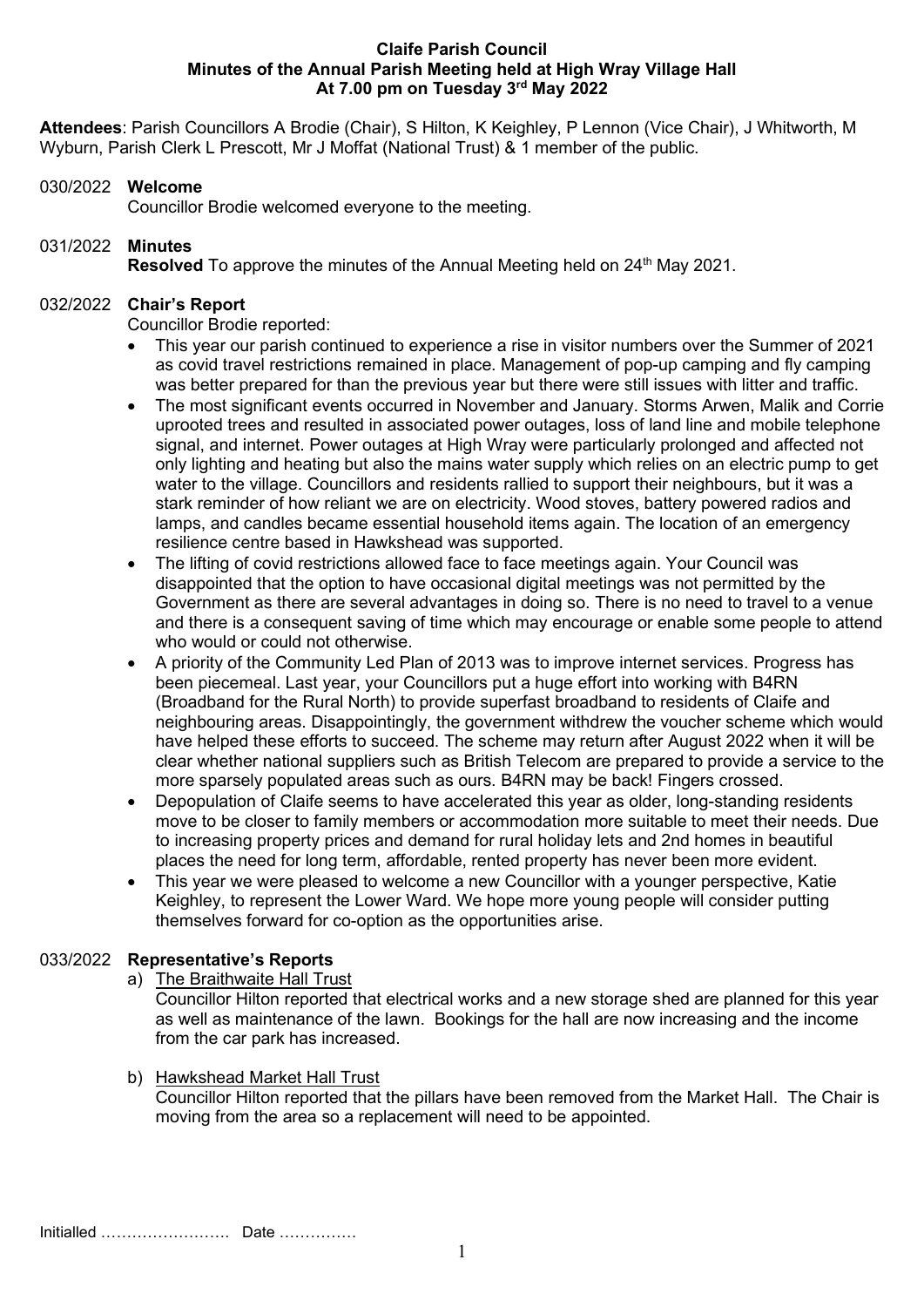**Claife Parish Council**
**Minutes of the Annual Parish Meeting held at High Wray Village Hall**
**At 7.00 pm on Tuesday 3rd May 2022**

**Attendees**: Parish Councillors A Brodie (Chair), S Hilton, K Keighley, P Lennon (Vice Chair), J Whitworth, M Wyburn, Parish Clerk L Prescott, Mr J Moffat (National Trust) & 1 member of the public.

030/2022 **Welcome**

Councillor Brodie welcomed everyone to the meeting.

031/2022 **Minutes**

**Resolved** To approve the minutes of the Annual Meeting held on 24th May 2021.

032/2022 **Chair's Report**

Councillor Brodie reported:

- This year our parish continued to experience a rise in visitor numbers over the Summer of 2021 as covid travel restrictions remained in place. Management of pop-up camping and fly camping was better prepared for than the previous year but there were still issues with litter and traffic.
- The most significant events occurred in November and January. Storms Arwen, Malik and Corrie uprooted trees and resulted in associated power outages, loss of land line and mobile telephone signal, and internet. Power outages at High Wray were particularly prolonged and affected not only lighting and heating but also the mains water supply which relies on an electric pump to get water to the village. Councillors and residents rallied to support their neighbours, but it was a stark reminder of how reliant we are on electricity. Wood stoves, battery powered radios and lamps, and candles became essential household items again. The location of an emergency resilience centre based in Hawkshead was supported.
- The lifting of covid restrictions allowed face to face meetings again. Your Council was disappointed that the option to have occasional digital meetings was not permitted by the Government as there are several advantages in doing so. There is no need to travel to a venue and there is a consequent saving of time which may encourage or enable some people to attend who would or could not otherwise.
- A priority of the Community Led Plan of 2013 was to improve internet services. Progress has been piecemeal. Last year, your Councillors put a huge effort into working with B4RN (Broadband for the Rural North) to provide superfast broadband to residents of Claife and neighbouring areas. Disappointingly, the government withdrew the voucher scheme which would have helped these efforts to succeed. The scheme may return after August 2022 when it will be clear whether national suppliers such as British Telecom are prepared to provide a service to the more sparsely populated areas such as ours. B4RN may be back! Fingers crossed.
- Depopulation of Claife seems to have accelerated this year as older, long-standing residents move to be closer to family members or accommodation more suitable to meet their needs. Due to increasing property prices and demand for rural holiday lets and 2nd homes in beautiful places the need for long term, affordable, rented property has never been more evident.
- This year we were pleased to welcome a new Councillor with a younger perspective, Katie Keighley, to represent the Lower Ward. We hope more young people will consider putting themselves forward for co-option as the opportunities arise.

033/2022 **Representative's Reports**

a) The Braithwaite Hall Trust

Councillor Hilton reported that electrical works and a new storage shed are planned for this year as well as maintenance of the lawn. Bookings for the hall are now increasing and the income from the car park has increased.

b) Hawkshead Market Hall Trust

Councillor Hilton reported that the pillars have been removed from the Market Hall. The Chair is moving from the area so a replacement will need to be appointed.

Initialled ……………………. Date ……………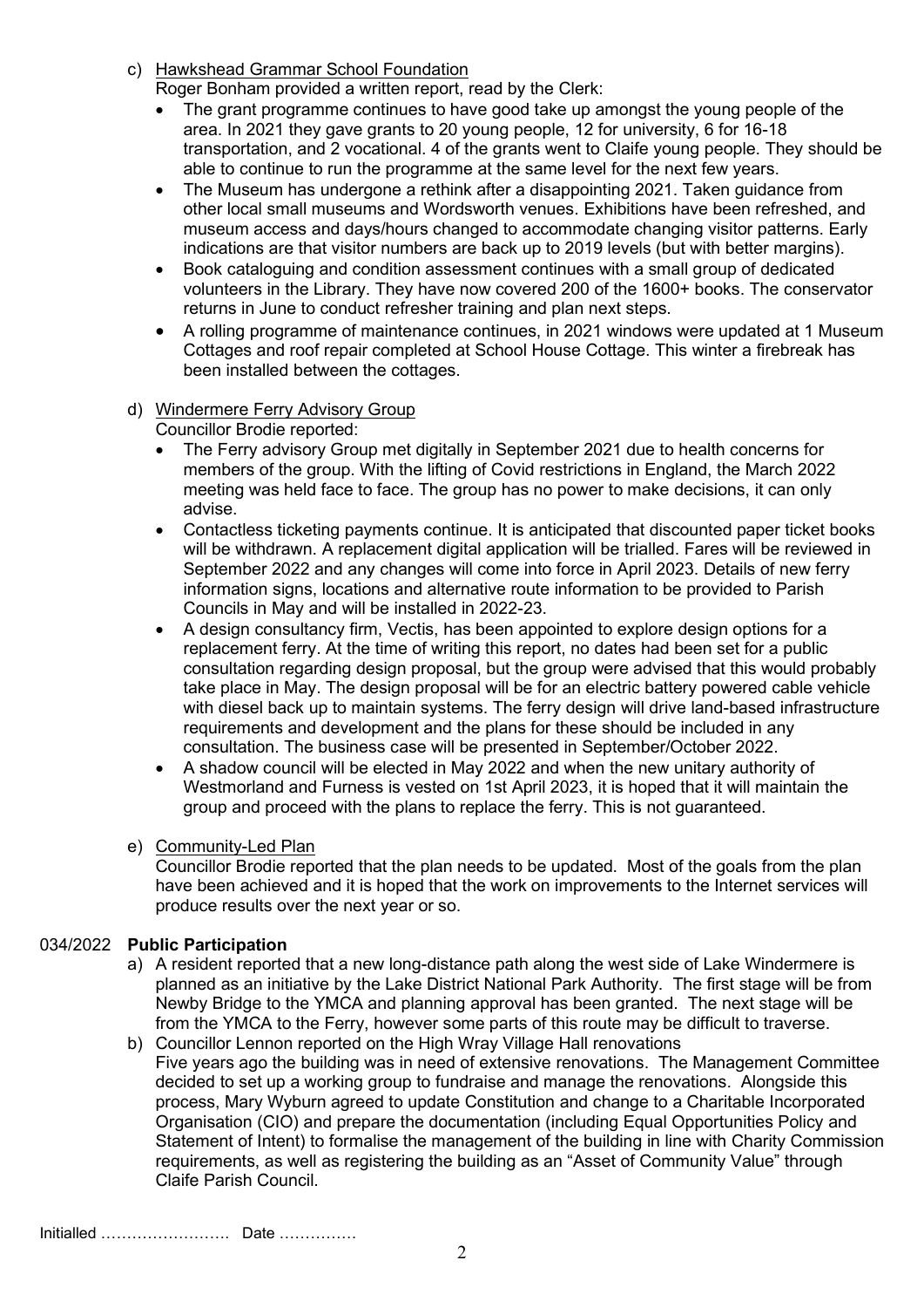c) Hawkshead Grammar School Foundation

Roger Bonham provided a written report, read by the Clerk:

- The grant programme continues to have good take up amongst the young people of the area. In 2021 they gave grants to 20 young people, 12 for university, 6 for 16-18 transportation, and 2 vocational. 4 of the grants went to Claife young people. They should be able to continue to run the programme at the same level for the next few years.
- The Museum has undergone a rethink after a disappointing 2021. Taken guidance from other local small museums and Wordsworth venues. Exhibitions have been refreshed, and museum access and days/hours changed to accommodate changing visitor patterns. Early indications are that visitor numbers are back up to 2019 levels (but with better margins).
- Book cataloguing and condition assessment continues with a small group of dedicated volunteers in the Library. They have now covered 200 of the 1600+ books. The conservator returns in June to conduct refresher training and plan next steps.
- A rolling programme of maintenance continues, in 2021 windows were updated at 1 Museum Cottages and roof repair completed at School House Cottage. This winter a firebreak has been installed between the cottages.

d) Windermere Ferry Advisory Group

Councillor Brodie reported:

- The Ferry advisory Group met digitally in September 2021 due to health concerns for members of the group. With the lifting of Covid restrictions in England, the March 2022 meeting was held face to face. The group has no power to make decisions, it can only advise.
- Contactless ticketing payments continue. It is anticipated that discounted paper ticket books will be withdrawn. A replacement digital application will be trialled. Fares will be reviewed in September 2022 and any changes will come into force in April 2023. Details of new ferry information signs, locations and alternative route information to be provided to Parish Councils in May and will be installed in 2022-23.
- A design consultancy firm, Vectis, has been appointed to explore design options for a replacement ferry. At the time of writing this report, no dates had been set for a public consultation regarding design proposal, but the group were advised that this would probably take place in May. The design proposal will be for an electric battery powered cable vehicle with diesel back up to maintain systems. The ferry design will drive land-based infrastructure requirements and development and the plans for these should be included in any consultation. The business case will be presented in September/October 2022.
- A shadow council will be elected in May 2022 and when the new unitary authority of Westmorland and Furness is vested on 1st April 2023, it is hoped that it will maintain the group and proceed with the plans to replace the ferry. This is not guaranteed.

e) Community-Led Plan

Councillor Brodie reported that the plan needs to be updated. Most of the goals from the plan have been achieved and it is hoped that the work on improvements to the Internet services will produce results over the next year or so.

034/2022 **Public Participation**

a) A resident reported that a new long-distance path along the west side of Lake Windermere is planned as an initiative by the Lake District National Park Authority. The first stage will be from Newby Bridge to the YMCA and planning approval has been granted. The next stage will be from the YMCA to the Ferry, however some parts of this route may be difficult to traverse.

b) Councillor Lennon reported on the High Wray Village Hall renovations

Five years ago the building was in need of extensive renovations. The Management Committee decided to set up a working group to fundraise and manage the renovations. Alongside this process, Mary Wyburn agreed to update Constitution and change to a Charitable Incorporated Organisation (CIO) and prepare the documentation (including Equal Opportunities Policy and Statement of Intent) to formalise the management of the building in line with Charity Commission requirements, as well as registering the building as an "Asset of Community Value" through Claife Parish Council.

Initialled ……………………. Date ……………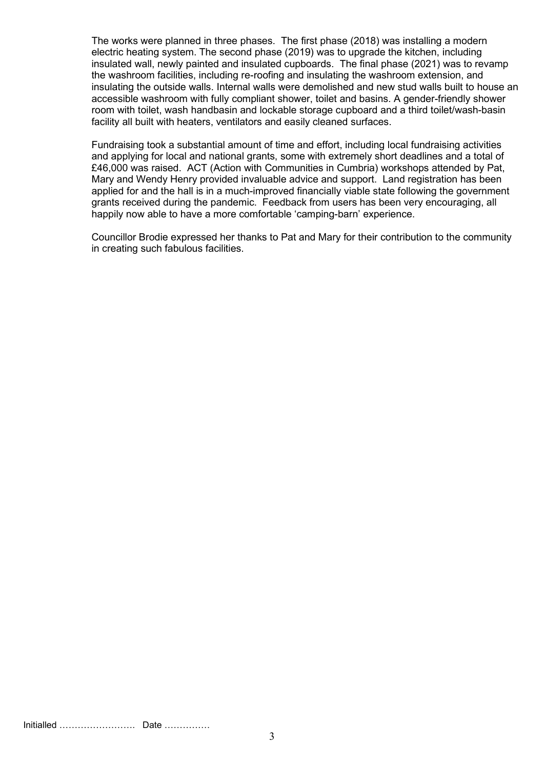The works were planned in three phases. The first phase (2018) was installing a modern electric heating system. The second phase (2019) was to upgrade the kitchen, including insulated wall, newly painted and insulated cupboards. The final phase (2021) was to revamp the washroom facilities, including re-roofing and insulating the washroom extension, and insulating the outside walls. Internal walls were demolished and new stud walls built to house an accessible washroom with fully compliant shower, toilet and basins. A gender-friendly shower room with toilet, wash handbasin and lockable storage cupboard and a third toilet/wash-basin facility all built with heaters, ventilators and easily cleaned surfaces.

Fundraising took a substantial amount of time and effort, including local fundraising activities and applying for local and national grants, some with extremely short deadlines and a total of £46,000 was raised. ACT (Action with Communities in Cumbria) workshops attended by Pat, Mary and Wendy Henry provided invaluable advice and support. Land registration has been applied for and the hall is in a much-improved financially viable state following the government grants received during the pandemic. Feedback from users has been very encouraging, all happily now able to have a more comfortable 'camping-barn' experience.

Councillor Brodie expressed her thanks to Pat and Mary for their contribution to the community in creating such fabulous facilities.

Initialled ……………………. Date ……………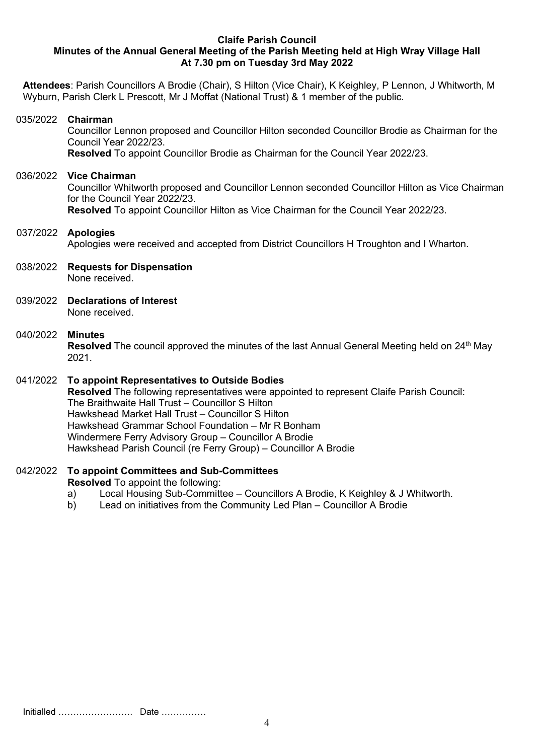**Claife Parish Council**
**Minutes of the Annual General Meeting of the Parish Meeting held at High Wray Village Hall**
**At 7.30 pm on Tuesday 3rd May 2022**

**Attendees**: Parish Councillors A Brodie (Chair), S Hilton (Vice Chair), K Keighley, P Lennon, J Whitworth, M Wyburn, Parish Clerk L Prescott, Mr J Moffat (National Trust) & 1 member of the public.

035/2022 **Chairman**

Councillor Lennon proposed and Councillor Hilton seconded Councillor Brodie as Chairman for the Council Year 2022/23.

**Resolved** To appoint Councillor Brodie as Chairman for the Council Year 2022/23.

036/2022 **Vice Chairman**

Councillor Whitworth proposed and Councillor Lennon seconded Councillor Hilton as Vice Chairman for the Council Year 2022/23.

**Resolved** To appoint Councillor Hilton as Vice Chairman for the Council Year 2022/23.

037/2022 **Apologies**

Apologies were received and accepted from District Councillors H Troughton and I Wharton.

038/2022 **Requests for Dispensation**

None received.

039/2022 **Declarations of Interest**

None received.

040/2022 **Minutes**

**Resolved** The council approved the minutes of the last Annual General Meeting held on 24th May 2021.

041/2022 **To appoint Representatives to Outside Bodies**

**Resolved** The following representatives were appointed to represent Claife Parish Council:
The Braithwaite Hall Trust – Councillor S Hilton
Hawkshead Market Hall Trust – Councillor S Hilton
Hawkshead Grammar School Foundation – Mr R Bonham
Windermere Ferry Advisory Group – Councillor A Brodie
Hawkshead Parish Council (re Ferry Group) – Councillor A Brodie

042/2022 **To appoint Committees and Sub-Committees**

**Resolved** To appoint the following:

a) Local Housing Sub-Committee – Councillors A Brodie, K Keighley & J Whitworth.
b) Lead on initiatives from the Community Led Plan – Councillor A Brodie

Initialled ……………………. Date ……………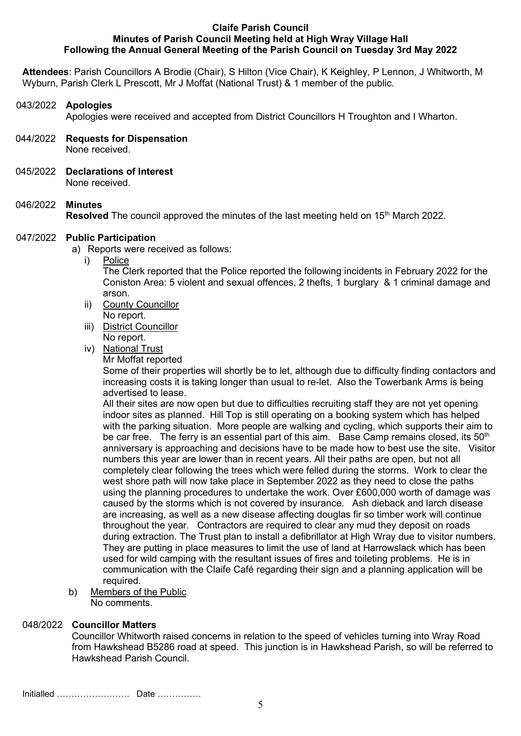**Claife Parish Council**
**Minutes of Parish Council Meeting held at High Wray Village Hall**
**Following the Annual General Meeting of the Parish Council on Tuesday 3rd May 2022**

**Attendees**: Parish Councillors A Brodie (Chair), S Hilton (Vice Chair), K Keighley, P Lennon, J Whitworth, M Wyburn, Parish Clerk L Prescott, Mr J Moffat (National Trust) & 1 member of the public.

043/2022 **Apologies**
Apologies were received and accepted from District Councillors H Troughton and I Wharton.

044/2022 **Requests for Dispensation**
None received.

045/2022 **Declarations of Interest**
None received.

046/2022 **Minutes**
**Resolved** The council approved the minutes of the last meeting held on 15th March 2022.

047/2022 **Public Participation**

a) Reports were received as follows:

i) Police
The Clerk reported that the Police reported the following incidents in February 2022 for the Coniston Area: 5 violent and sexual offences, 2 thefts, 1 burglary & 1 criminal damage and arson.

ii) County Councillor
No report.

iii) District Councillor
No report.

iv) National Trust
Mr Moffat reported
Some of their properties will shortly be to let, although due to difficulty finding contactors and increasing costs it is taking longer than usual to re-let. Also the Towerbank Arms is being advertised to lease.
All their sites are now open but due to difficulties recruiting staff they are not yet opening indoor sites as planned. Hill Top is still operating on a booking system which has helped with the parking situation. More people are walking and cycling, which supports their aim to be car free. The ferry is an essential part of this aim. Base Camp remains closed, its 50th anniversary is approaching and decisions have to be made how to best use the site. Visitor numbers this year are lower than in recent years. All their paths are open, but not all completely clear following the trees which were felled during the storms. Work to clear the west shore path will now take place in September 2022 as they need to close the paths using the planning procedures to undertake the work. Over £600,000 worth of damage was caused by the storms which is not covered by insurance. Ash dieback and larch disease are increasing, as well as a new disease affecting douglas fir so timber work will continue throughout the year. Contractors are required to clear any mud they deposit on roads during extraction. The Trust plan to install a defibrillator at High Wray due to visitor numbers. They are putting in place measures to limit the use of land at Harrowslack which has been used for wild camping with the resultant issues of fires and toileting problems. He is in communication with the Claife Café regarding their sign and a planning application will be required.

b) Members of the Public
No comments.

048/2022 **Councillor Matters**
Councillor Whitworth raised concerns in relation to the speed of vehicles turning into Wray Road from Hawkshead B5286 road at speed. This junction is in Hawkshead Parish, so will be referred to Hawkshead Parish Council.

Initialled ……………………. Date ……………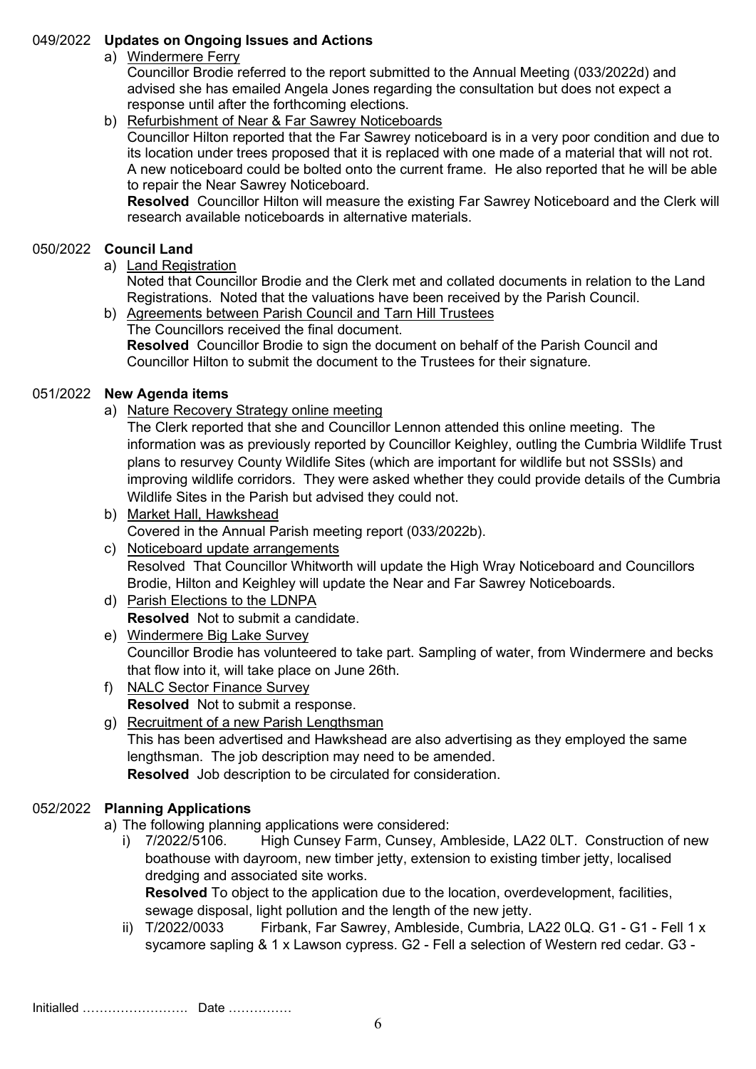**049/2022 Updates on Ongoing Issues and Actions**

a) Windermere Ferry

Councillor Brodie referred to the report submitted to the Annual Meeting (033/2022d) and advised she has emailed Angela Jones regarding the consultation but does not expect a response until after the forthcoming elections.

b) Refurbishment of Near & Far Sawrey Noticeboards

Councillor Hilton reported that the Far Sawrey noticeboard is in a very poor condition and due to its location under trees proposed that it is replaced with one made of a material that will not rot. A new noticeboard could be bolted onto the current frame. He also reported that he will be able to repair the Near Sawrey Noticeboard.

**Resolved** Councillor Hilton will measure the existing Far Sawrey Noticeboard and the Clerk will research available noticeboards in alternative materials.

**050/2022 Council Land**

a) Land Registration

Noted that Councillor Brodie and the Clerk met and collated documents in relation to the Land Registrations. Noted that the valuations have been received by the Parish Council.

b) Agreements between Parish Council and Tarn Hill Trustees

The Councillors received the final document.

**Resolved** Councillor Brodie to sign the document on behalf of the Parish Council and Councillor Hilton to submit the document to the Trustees for their signature.

**051/2022 New Agenda items**

a) Nature Recovery Strategy online meeting

The Clerk reported that she and Councillor Lennon attended this online meeting. The information was as previously reported by Councillor Keighley, outling the Cumbria Wildlife Trust plans to resurvey County Wildlife Sites (which are important for wildlife but not SSSIs) and improving wildlife corridors. They were asked whether they could provide details of the Cumbria Wildlife Sites in the Parish but advised they could not.

b) Market Hall, Hawkshead

Covered in the Annual Parish meeting report (033/2022b).

c) Noticeboard update arrangements

Resolved That Councillor Whitworth will update the High Wray Noticeboard and Councillors Brodie, Hilton and Keighley will update the Near and Far Sawrey Noticeboards.

d) Parish Elections to the LDNPA

**Resolved** Not to submit a candidate.

e) Windermere Big Lake Survey

Councillor Brodie has volunteered to take part. Sampling of water, from Windermere and becks that flow into it, will take place on June 26th.

f) NALC Sector Finance Survey

**Resolved** Not to submit a response.

g) Recruitment of a new Parish Lengthsman

This has been advertised and Hawkshead are also advertising as they employed the same lengthsman. The job description may need to be amended.

**Resolved** Job description to be circulated for consideration.

**052/2022 Planning Applications**

a) The following planning applications were considered:

i) 7/2022/5106. High Cunsey Farm, Cunsey, Ambleside, LA22 0LT. Construction of new boathouse with dayroom, new timber jetty, extension to existing timber jetty, localised dredging and associated site works.

**Resolved** To object to the application due to the location, overdevelopment, facilities, sewage disposal, light pollution and the length of the new jetty.

ii) T/2022/0033 Firbank, Far Sawrey, Ambleside, Cumbria, LA22 0LQ. G1 - G1 - Fell 1 x sycamore sapling & 1 x Lawson cypress. G2 - Fell a selection of Western red cedar. G3 -

Initialled ……………………. Date ……………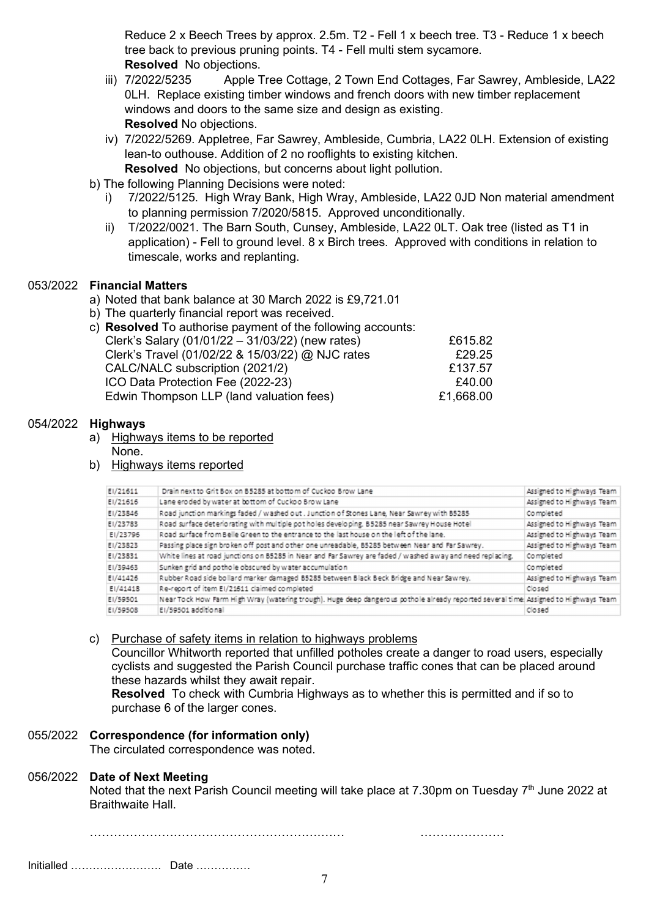Reduce 2 x Beech Trees by approx. 2.5m. T2 - Fell 1 x beech tree. T3 - Reduce 1 x beech tree back to previous pruning points. T4 - Fell multi stem sycamore.
**Resolved** No objections.

iii) 7/2022/5235 Apple Tree Cottage, 2 Town End Cottages, Far Sawrey, Ambleside, LA22 0LH. Replace existing timber windows and french doors with new timber replacement windows and doors to the same size and design as existing.
**Resolved** No objections.

iv) 7/2022/5269. Appletree, Far Sawrey, Ambleside, Cumbria, LA22 0LH. Extension of existing lean-to outhouse. Addition of 2 no rooflights to existing kitchen.
**Resolved** No objections, but concerns about light pollution.

b) The following Planning Decisions were noted:

i) 7/2022/5125. High Wray Bank, High Wray, Ambleside, LA22 0JD Non material amendment to planning permission 7/2020/5815. Approved unconditionally.

ii) T/2022/0021. The Barn South, Cunsey, Ambleside, LA22 0LT. Oak tree (listed as T1 in application) - Fell to ground level. 8 x Birch trees. Approved with conditions in relation to timescale, works and replanting.

## 053/2022 Financial Matters

a) Noted that bank balance at 30 March 2022 is £9,721.01

b) The quarterly financial report was received.

c) **Resolved** To authorise payment of the following accounts:

| | |
|---|---|
| Clerk's Salary (01/01/22 – 31/03/22) (new rates) | £615.82 |
| Clerk's Travel (01/02/22 & 15/03/22) @ NJC rates | £29.25 |
| CALC/NALC subscription (2021/2) | £137.57 |
| ICO Data Protection Fee (2022-23) | £40.00 |
| Edwin Thompson LLP (land valuation fees) | £1,668.00 |

## 054/2022 Highways

a) Highways items to be reported
None.

b) Highways items reported

| | | |
|---|---|---|
| EI/21611 | Drain next to Grit Box on B5285 at bottom of Cuckoo Brow Lane | Assigned to Highways Team |
| EI/21616 | Lane eroded by water at bottom of Cuckoo Brow Lane | Assigned to Highways Team |
| EI/23846 | Road junction markings faded / washed out. Junction of Stones Lane, Near Sawrey with B5285 | Completed |
| EI/23783 | Road surface deteriorating with multiple pot holes developing. B5285 near Sawrey House Hotel | Assigned to Highways Team |
| EI/23796 | Road surface from Belle Green to the entrance to the last house on the left of the lane. | Assigned to Highways Team |
| EI/23823 | Passing place sign broken off post and other one unreadable, B5285 between Near and Far Sawrey. | Assigned to Highways Team |
| EI/23831 | White lines at road junctions on B5285 in Near and Far Sawrey are faded / washed away and need replacing. | Completed |
| EI/39463 | Sunken grid and pothole obscured by water accumulation | Completed |
| EI/41426 | Rubber Road side bollard marker damaged B5285 between Black Beck Bridge and Near Sawrey. | Assigned to Highways Team |
| EI/41418 | Re-report of item EI/21611 claimed completed | Closed |
| EI/59501 | Near Tock How Farm High Wray (watering trough). Huge deep dangerous pothole already reported several time | Assigned to Highways Team |
| EI/59508 | EI/59501 additional | Closed |

c) Purchase of safety items in relation to highways problems
Councillor Whitworth reported that unfilled potholes create a danger to road users, especially cyclists and suggested the Parish Council purchase traffic cones that can be placed around these hazards whilst they await repair.
**Resolved** To check with Cumbria Highways as to whether this is permitted and if so to purchase 6 of the larger cones.

## 055/2022 Correspondence (for information only)

The circulated correspondence was noted.

## 056/2022 Date of Next Meeting

Noted that the next Parish Council meeting will take place at 7.30pm on Tuesday 7th June 2022 at Braithwaite Hall.

……………………………………………………… …………………

Initialled ……………………. Date ……………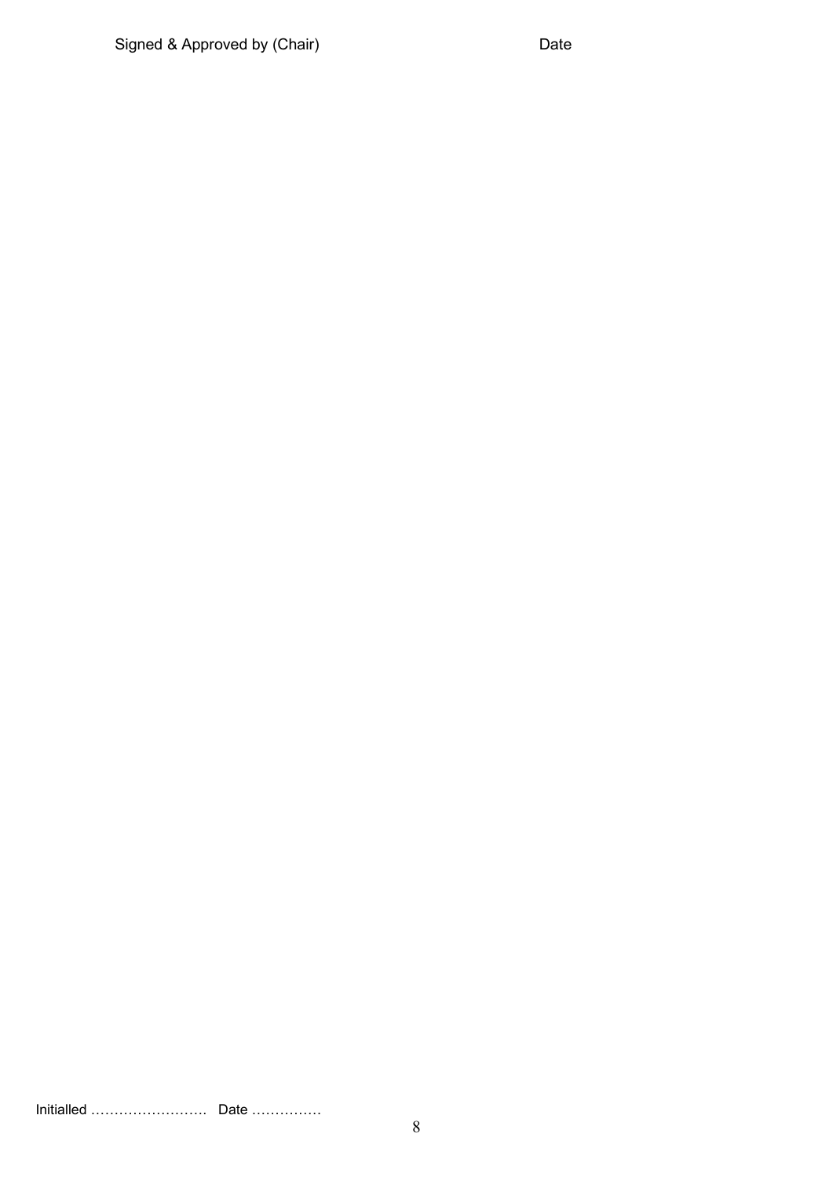Signed & Approved by (Chair) Date

Initialled ……………………. Date ……………